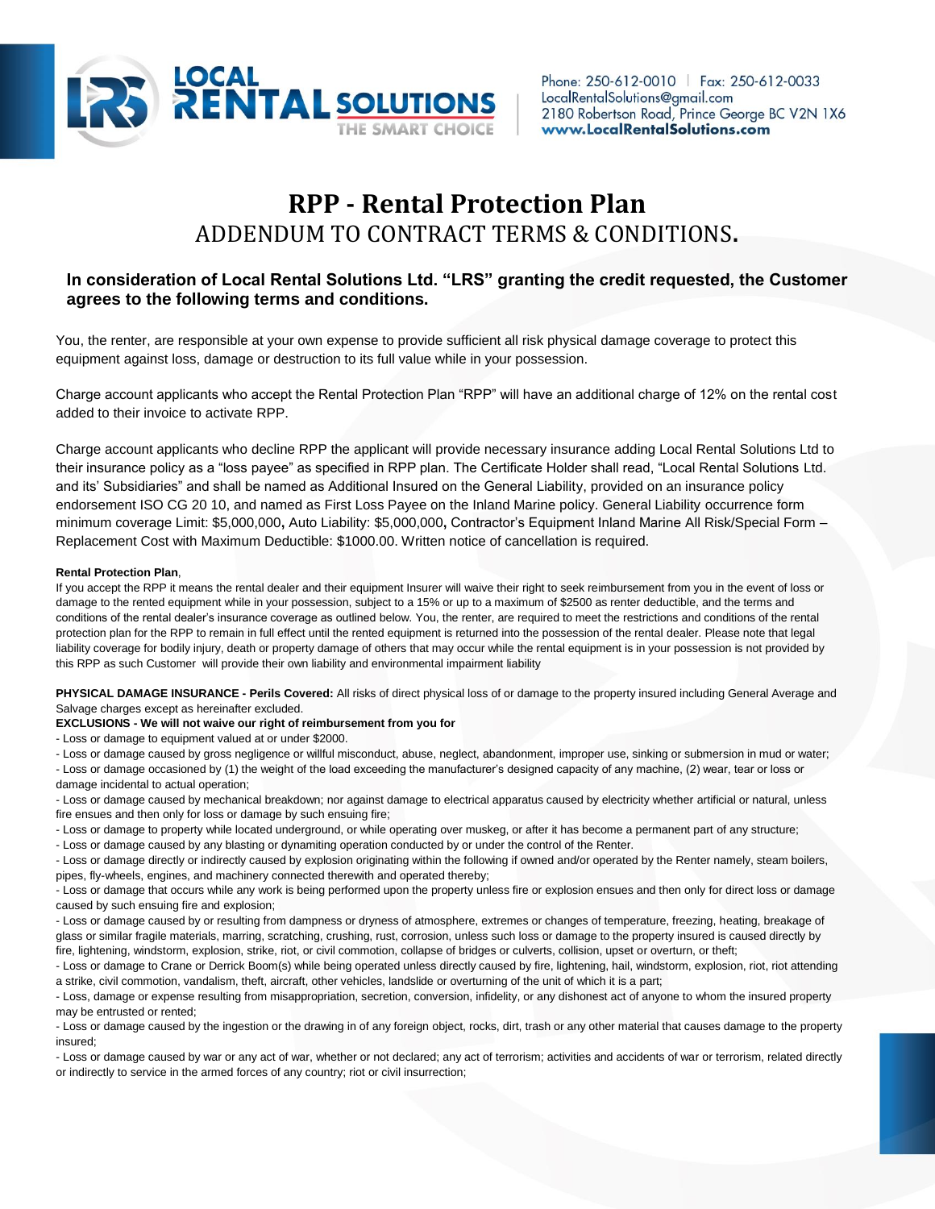LOCAL RENTAL SOLUTIONS
THE SMART CHOICE

Phone: 250-612-0010 | Fax: 250-612-0033
LocalRentalSolutions@gmail.com
2180 Robertson Road, Prince George BC V2N 1X6
www.LocalRentalSolutions.com

# RPP - Rental Protection Plan

## ADDENDUM TO CONTRACT TERMS & CONDITIONS.

**In consideration of Local Rental Solutions Ltd. "LRS" granting the credit requested, the Customer agrees to the following terms and conditions.**

You, the renter, are responsible at your own expense to provide sufficient all risk physical damage coverage to protect this equipment against loss, damage or destruction to its full value while in your possession.

Charge account applicants who accept the Rental Protection Plan "RPP" will have an additional charge of 12% on the rental cost added to their invoice to activate RPP.

Charge account applicants who decline RPP the applicant will provide necessary insurance adding Local Rental Solutions Ltd to their insurance policy as a "loss payee" as specified in RPP plan. The Certificate Holder shall read, "Local Rental Solutions Ltd. and its' Subsidiaries" and shall be named as Additional Insured on the General Liability, provided on an insurance policy endorsement ISO CG 20 10, and named as First Loss Payee on the Inland Marine policy. General Liability occurrence form minimum coverage Limit: $5,000,000**,** Auto Liability: $5,000,000**,** Contractor's Equipment Inland Marine All Risk/Special Form – Replacement Cost with Maximum Deductible: $1000.00. Written notice of cancellation is required.

**Rental Protection Plan**,

If you accept the RPP it means the rental dealer and their equipment Insurer will waive their right to seek reimbursement from you in the event of loss or damage to the rented equipment while in your possession, subject to a 15% or up to a maximum of $2500 as renter deductible, and the terms and conditions of the rental dealer's insurance coverage as outlined below. You, the renter, are required to meet the restrictions and conditions of the rental protection plan for the RPP to remain in full effect until the rented equipment is returned into the possession of the rental dealer. Please note that legal liability coverage for bodily injury, death or property damage of others that may occur while the rental equipment is in your possession is not provided by this RPP as such Customer will provide their own liability and environmental impairment liability

**PHYSICAL DAMAGE INSURANCE - Perils Covered:** All risks of direct physical loss of or damage to the property insured including General Average and Salvage charges except as hereinafter excluded.

**EXCLUSIONS - We will not waive our right of reimbursement from you for**

- Loss or damage to equipment valued at or under $2000.
- Loss or damage caused by gross negligence or willful misconduct, abuse, neglect, abandonment, improper use, sinking or submersion in mud or water;
- Loss or damage occasioned by (1) the weight of the load exceeding the manufacturer's designed capacity of any machine, (2) wear, tear or loss or damage incidental to actual operation;
- Loss or damage caused by mechanical breakdown; nor against damage to electrical apparatus caused by electricity whether artificial or natural, unless fire ensues and then only for loss or damage by such ensuing fire;
- Loss or damage to property while located underground, or while operating over muskeg, or after it has become a permanent part of any structure;
- Loss or damage caused by any blasting or dynamiting operation conducted by or under the control of the Renter.
- Loss or damage directly or indirectly caused by explosion originating within the following if owned and/or operated by the Renter namely, steam boilers, pipes, fly-wheels, engines, and machinery connected therewith and operated thereby;
- Loss or damage that occurs while any work is being performed upon the property unless fire or explosion ensues and then only for direct loss or damage caused by such ensuing fire and explosion;
- Loss or damage caused by or resulting from dampness or dryness of atmosphere, extremes or changes of temperature, freezing, heating, breakage of glass or similar fragile materials, marring, scratching, crushing, rust, corrosion, unless such loss or damage to the property insured is caused directly by fire, lightening, windstorm, explosion, strike, riot, or civil commotion, collapse of bridges or culverts, collision, upset or overturn, or theft;
- Loss or damage to Crane or Derrick Boom(s) while being operated unless directly caused by fire, lightening, hail, windstorm, explosion, riot, riot attending a strike, civil commotion, vandalism, theft, aircraft, other vehicles, landslide or overturning of the unit of which it is a part;
- Loss, damage or expense resulting from misappropriation, secretion, conversion, infidelity, or any dishonest act of anyone to whom the insured property may be entrusted or rented;
- Loss or damage caused by the ingestion or the drawing in of any foreign object, rocks, dirt, trash or any other material that causes damage to the property insured;
- Loss or damage caused by war or any act of war, whether or not declared; any act of terrorism; activities and accidents of war or terrorism, related directly or indirectly to service in the armed forces of any country; riot or civil insurrection;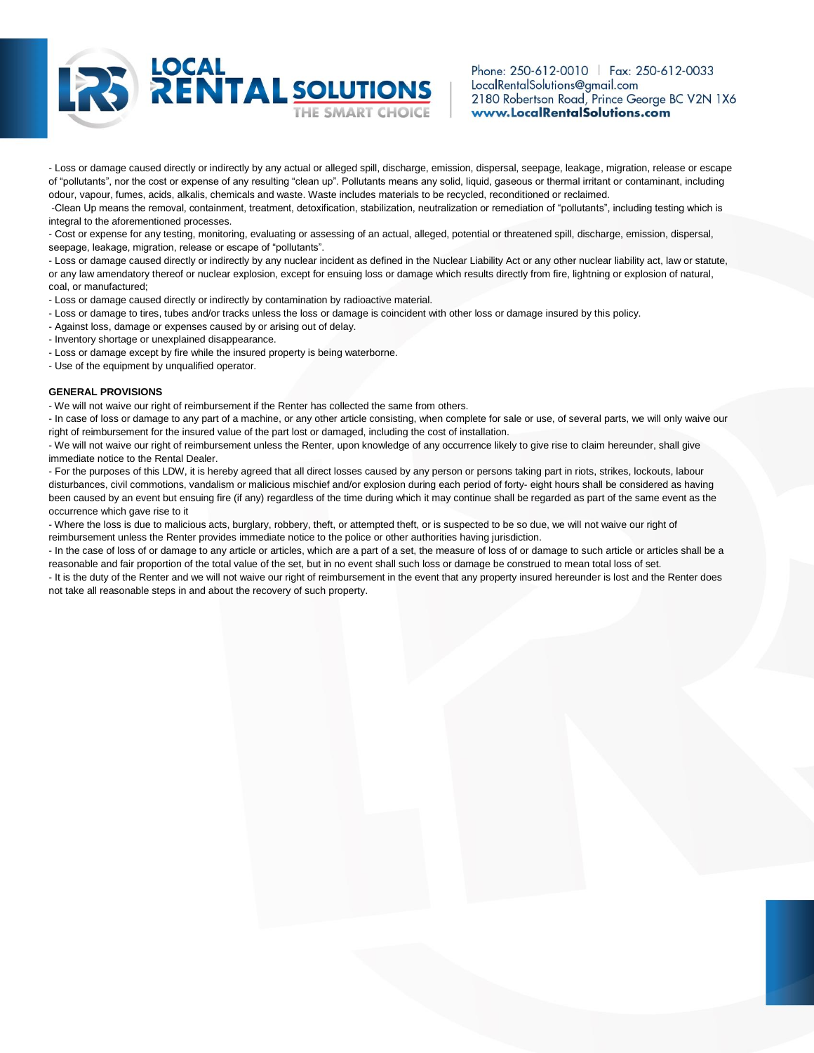- Loss or damage caused directly or indirectly by any actual or alleged spill, discharge, emission, dispersal, seepage, leakage, migration, release or escape of "pollutants", nor the cost or expense of any resulting "clean up". Pollutants means any solid, liquid, gaseous or thermal irritant or contaminant, including odour, vapour, fumes, acids, alkalis, chemicals and waste. Waste includes materials to be recycled, reconditioned or reclaimed.
-Clean Up means the removal, containment, treatment, detoxification, stabilization, neutralization or remediation of "pollutants", including testing which is integral to the aforementioned processes.
- Cost or expense for any testing, monitoring, evaluating or assessing of an actual, alleged, potential or threatened spill, discharge, emission, dispersal, seepage, leakage, migration, release or escape of "pollutants".
- Loss or damage caused directly or indirectly by any nuclear incident as defined in the Nuclear Liability Act or any other nuclear liability act, law or statute, or any law amendatory thereof or nuclear explosion, except for ensuing loss or damage which results directly from fire, lightning or explosion of natural, coal, or manufactured;
- Loss or damage caused directly or indirectly by contamination by radioactive material.
- Loss or damage to tires, tubes and/or tracks unless the loss or damage is coincident with other loss or damage insured by this policy.
- Against loss, damage or expenses caused by or arising out of delay.
- Inventory shortage or unexplained disappearance.
- Loss or damage except by fire while the insured property is being waterborne.
- Use of the equipment by unqualified operator.

**GENERAL PROVISIONS**

- We will not waive our right of reimbursement if the Renter has collected the same from others.
- In case of loss or damage to any part of a machine, or any other article consisting, when complete for sale or use, of several parts, we will only waive our right of reimbursement for the insured value of the part lost or damaged, including the cost of installation.
- We will not waive our right of reimbursement unless the Renter, upon knowledge of any occurrence likely to give rise to claim hereunder, shall give immediate notice to the Rental Dealer.
- For the purposes of this LDW, it is hereby agreed that all direct losses caused by any person or persons taking part in riots, strikes, lockouts, labour disturbances, civil commotions, vandalism or malicious mischief and/or explosion during each period of forty- eight hours shall be considered as having been caused by an event but ensuing fire (if any) regardless of the time during which it may continue shall be regarded as part of the same event as the occurrence which gave rise to it
- Where the loss is due to malicious acts, burglary, robbery, theft, or attempted theft, or is suspected to be so due, we will not waive our right of reimbursement unless the Renter provides immediate notice to the police or other authorities having jurisdiction.
- In the case of loss of or damage to any article or articles, which are a part of a set, the measure of loss of or damage to such article or articles shall be a reasonable and fair proportion of the total value of the set, but in no event shall such loss or damage be construed to mean total loss of set.
- It is the duty of the Renter and we will not waive our right of reimbursement in the event that any property insured hereunder is lost and the Renter does not take all reasonable steps in and about the recovery of such property.